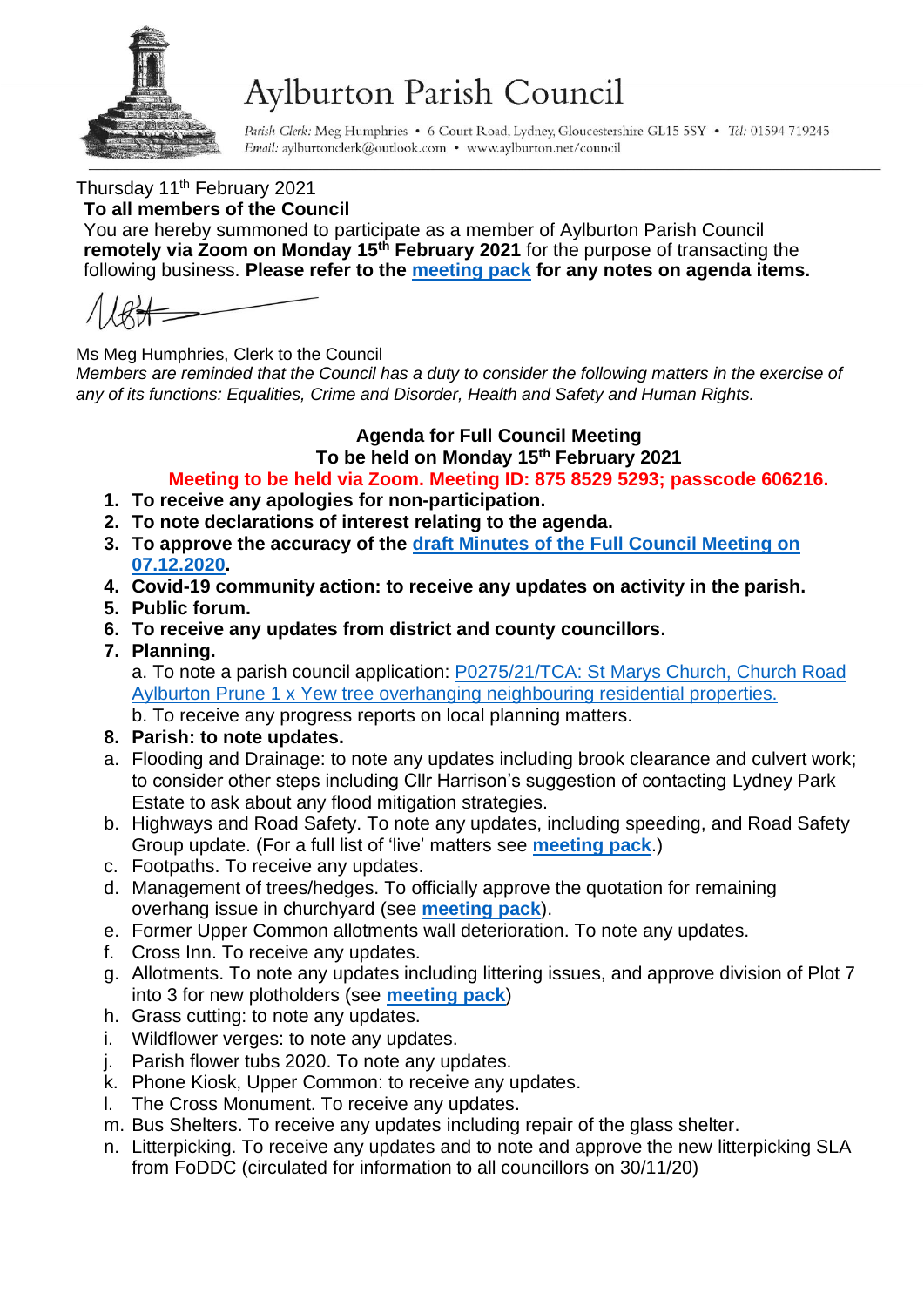# Aylburton Parish Council

*Parish Clerk:* Meg Humphries • 6 Court Road, Lydney, Gloucestershire GL15 5SY • *Tel:* 01594 719245
*Email:* aylburtonclerk@outlook.com • www.aylburton.net/council

Thursday 11th February 2021

**To all members of the Council**

You are hereby summoned to participate as a member of Aylburton Parish Council **remotely via Zoom on Monday 15th February 2021** for the purpose of transacting the following business. **Please refer to the meeting pack for any notes on agenda items.**

Ms Meg Humphries, Clerk to the Council

*Members are reminded that the Council has a duty to consider the following matters in the exercise of any of its functions: Equalities, Crime and Disorder, Health and Safety and Human Rights.*

## Agenda for Full Council Meeting

## To be held on Monday 15th February 2021

**Meeting to be held via Zoom. Meeting ID: 875 8529 5293; passcode 606216.**

1. **To receive any apologies for non-participation.**
2. **To note declarations of interest relating to the agenda.**
3. **To approve the accuracy of the draft Minutes of the Full Council Meeting on 07.12.2020.**
4. **Covid-19 community action: to receive any updates on activity in the parish.**
5. **Public forum.**
6. **To receive any updates from district and county councillors.**
7. **Planning.**
   a. To note a parish council application: P0275/21/TCA: St Marys Church, Church Road Aylburton Prune 1 x Yew tree overhanging neighbouring residential properties.
   b. To receive any progress reports on local planning matters.
8. **Parish: to note updates.**

a. Flooding and Drainage: to note any updates including brook clearance and culvert work; to consider other steps including Cllr Harrison's suggestion of contacting Lydney Park Estate to ask about any flood mitigation strategies.
b. Highways and Road Safety. To note any updates, including speeding, and Road Safety Group update. (For a full list of 'live' matters see **meeting pack**.)
c. Footpaths. To receive any updates.
d. Management of trees/hedges. To officially approve the quotation for remaining overhang issue in churchyard (see **meeting pack**).
e. Former Upper Common allotments wall deterioration. To note any updates.
f. Cross Inn. To receive any updates.
g. Allotments. To note any updates including littering issues, and approve division of Plot 7 into 3 for new plotholders (see **meeting pack**)
h. Grass cutting: to note any updates.
i. Wildflower verges: to note any updates.
j. Parish flower tubs 2020. To note any updates.
k. Phone Kiosk, Upper Common: to receive any updates.
l. The Cross Monument. To receive any updates.
m. Bus Shelters. To receive any updates including repair of the glass shelter.
n. Litterpicking. To receive any updates and to note and approve the new litterpicking SLA from FoDDC (circulated for information to all councillors on 30/11/20)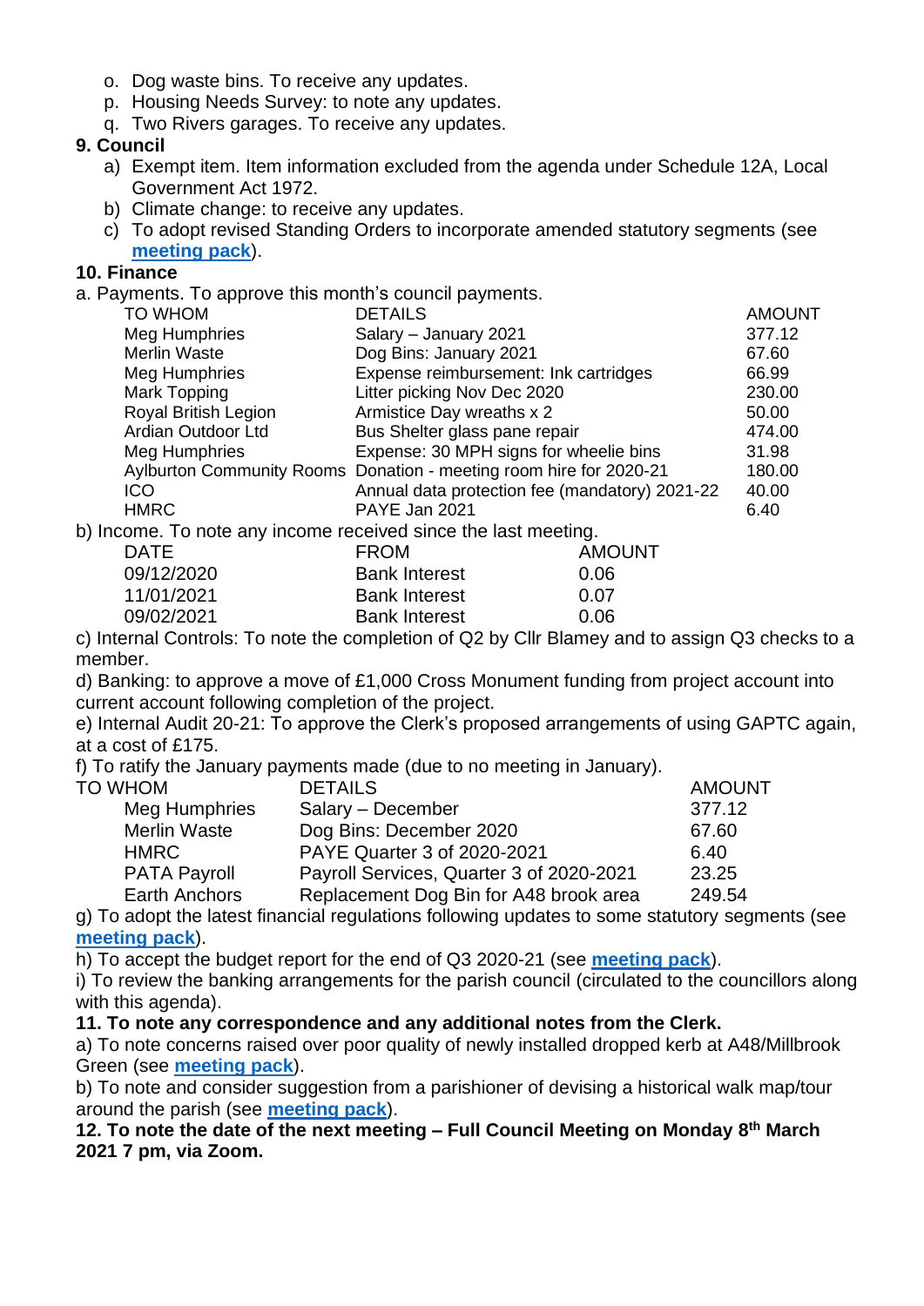o. Dog waste bins. To receive any updates.
p. Housing Needs Survey: to note any updates.
q. Two Rivers garages. To receive any updates.

**9. Council**

a) Exempt item. Item information excluded from the agenda under Schedule 12A, Local Government Act 1972.
b) Climate change: to receive any updates.
c) To adopt revised Standing Orders to incorporate amended statutory segments (see **meeting pack**).

**10. Finance**

a. Payments. To approve this month's council payments.

| TO WHOM | DETAILS | AMOUNT |
|---|---|---|
| Meg Humphries | Salary – January 2021 | 377.12 |
| Merlin Waste | Dog Bins: January 2021 | 67.60 |
| Meg Humphries | Expense reimbursement: Ink cartridges | 66.99 |
| Mark Topping | Litter picking Nov Dec 2020 | 230.00 |
| Royal British Legion | Armistice Day wreaths x 2 | 50.00 |
| Ardian Outdoor Ltd | Bus Shelter glass pane repair | 474.00 |
| Meg Humphries | Expense: 30 MPH signs for wheelie bins | 31.98 |
| Aylburton Community Rooms | Donation - meeting room hire for 2020-21 | 180.00 |
| ICO | Annual data protection fee (mandatory) 2021-22 | 40.00 |
| HMRC | PAYE Jan 2021 | 6.40 |

b) Income. To note any income received since the last meeting.

| DATE | FROM | AMOUNT |
|---|---|---|
| 09/12/2020 | Bank Interest | 0.06 |
| 11/01/2021 | Bank Interest | 0.07 |
| 09/02/2021 | Bank Interest | 0.06 |

c) Internal Controls: To note the completion of Q2 by Cllr Blamey and to assign Q3 checks to a member.

d) Banking: to approve a move of £1,000 Cross Monument funding from project account into current account following completion of the project.

e) Internal Audit 20-21: To approve the Clerk's proposed arrangements of using GAPTC again, at a cost of £175.

f) To ratify the January payments made (due to no meeting in January).

| TO WHOM | DETAILS | AMOUNT |
|---|---|---|
| Meg Humphries | Salary – December | 377.12 |
| Merlin Waste | Dog Bins: December 2020 | 67.60 |
| HMRC | PAYE Quarter 3 of 2020-2021 | 6.40 |
| PATA Payroll | Payroll Services, Quarter 3 of 2020-2021 | 23.25 |
| Earth Anchors | Replacement Dog Bin for A48 brook area | 249.54 |

g) To adopt the latest financial regulations following updates to some statutory segments (see **meeting pack**).

h) To accept the budget report for the end of Q3 2020-21 (see **meeting pack**).

i) To review the banking arrangements for the parish council (circulated to the councillors along with this agenda).

**11. To note any correspondence and any additional notes from the Clerk.**

a) To note concerns raised over poor quality of newly installed dropped kerb at A48/Millbrook Green (see **meeting pack**).

b) To note and consider suggestion from a parishioner of devising a historical walk map/tour around the parish (see **meeting pack**).

**12. To note the date of the next meeting – Full Council Meeting on Monday 8th March 2021 7 pm, via Zoom.**